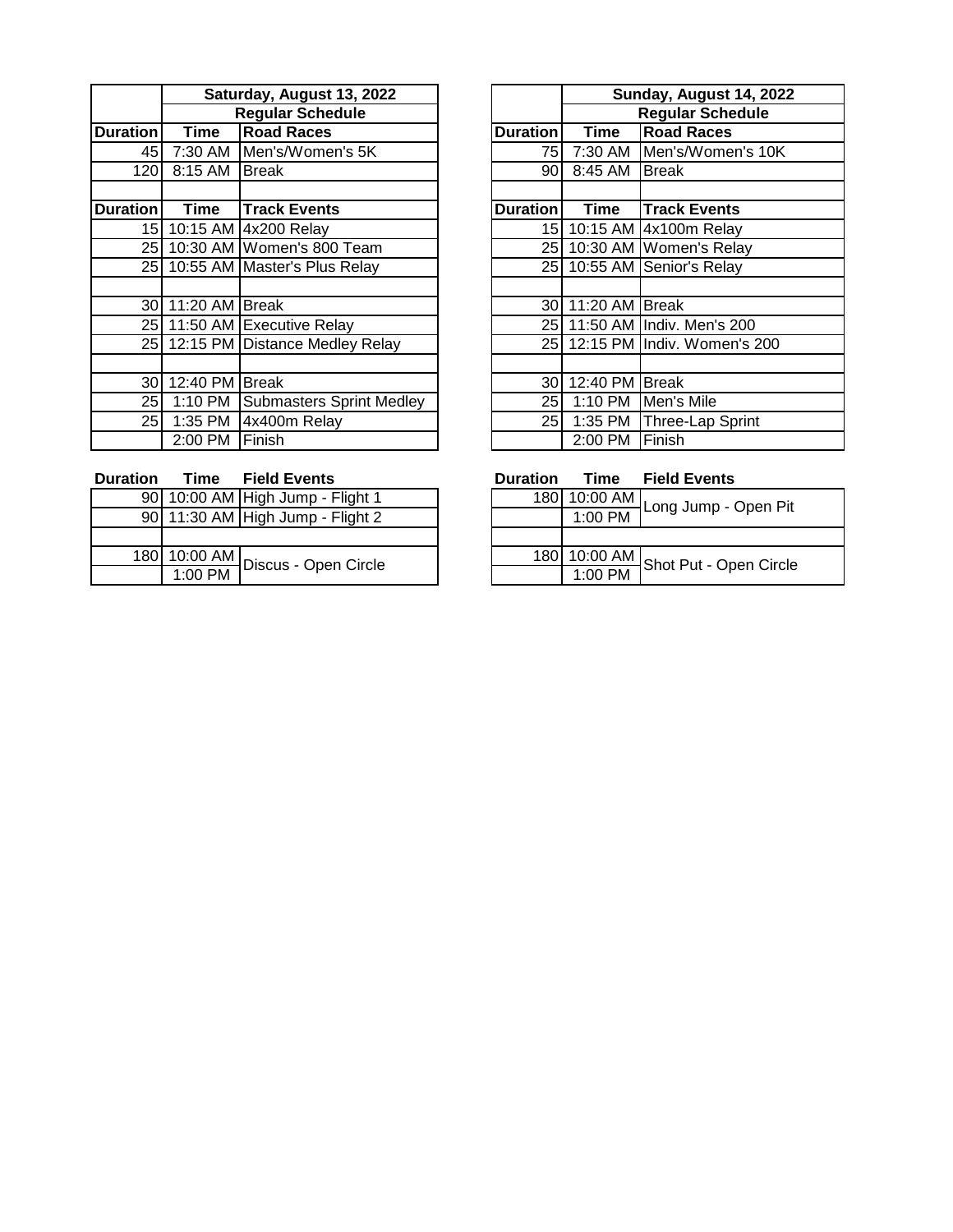| | Saturday, August 13, 2022 | |
|---|---|---|
| | Regular Schedule | |
| **Duration** | **Time** | **Road Races** |
| 45 | 7:30 AM | Men's/Women's 5K |
| 120 | 8:15 AM | Break |
| | | |
| **Duration** | **Time** | **Track Events** |
| 15 | 10:15 AM | 4x200 Relay |
| 25 | 10:30 AM | Women's 800 Team |
| 25 | 10:55 AM | Master's Plus Relay |
| | | |
| 30 | 11:20 AM | Break |
| 25 | 11:50 AM | Executive Relay |
| 25 | 12:15 PM | Distance Medley Relay |
| | | |
| 30 | 12:40 PM | Break |
| 25 | 1:10 PM | Submasters Sprint Medley |
| 25 | 1:35 PM | 4x400m Relay |
| | 2:00 PM | Finish |

| **Duration** | **Time** | **Field Events** |
|---|---|---|
| 90 | 10:00 AM | High Jump - Flight 1 |
| 90 | 11:30 AM | High Jump - Flight 2 |
| | | |
| 180 | 10:00 AM | Discus - Open Circle |
| | 1:00 PM | |

| | Sunday, August 14, 2022 | |
|---|---|---|
| | Regular Schedule | |
| **Duration** | **Time** | **Road Races** |
| 75 | 7:30 AM | Men's/Women's 10K |
| 90 | 8:45 AM | Break |
| | | |
| **Duration** | **Time** | **Track Events** |
| 15 | 10:15 AM | 4x100m Relay |
| 25 | 10:30 AM | Women's Relay |
| 25 | 10:55 AM | Senior's Relay |
| | | |
| 30 | 11:20 AM | Break |
| 25 | 11:50 AM | Indiv. Men's 200 |
| 25 | 12:15 PM | Indiv. Women's 200 |
| | | |
| 30 | 12:40 PM | Break |
| 25 | 1:10 PM | Men's Mile |
| 25 | 1:35 PM | Three-Lap Sprint |
| | 2:00 PM | Finish |

| **Duration** | **Time** | **Field Events** |
|---|---|---|
| 180 | 10:00 AM | Long Jump - Open Pit |
| | 1:00 PM | |
| | | |
| 180 | 10:00 AM | Shot Put - Open Circle |
| | 1:00 PM | |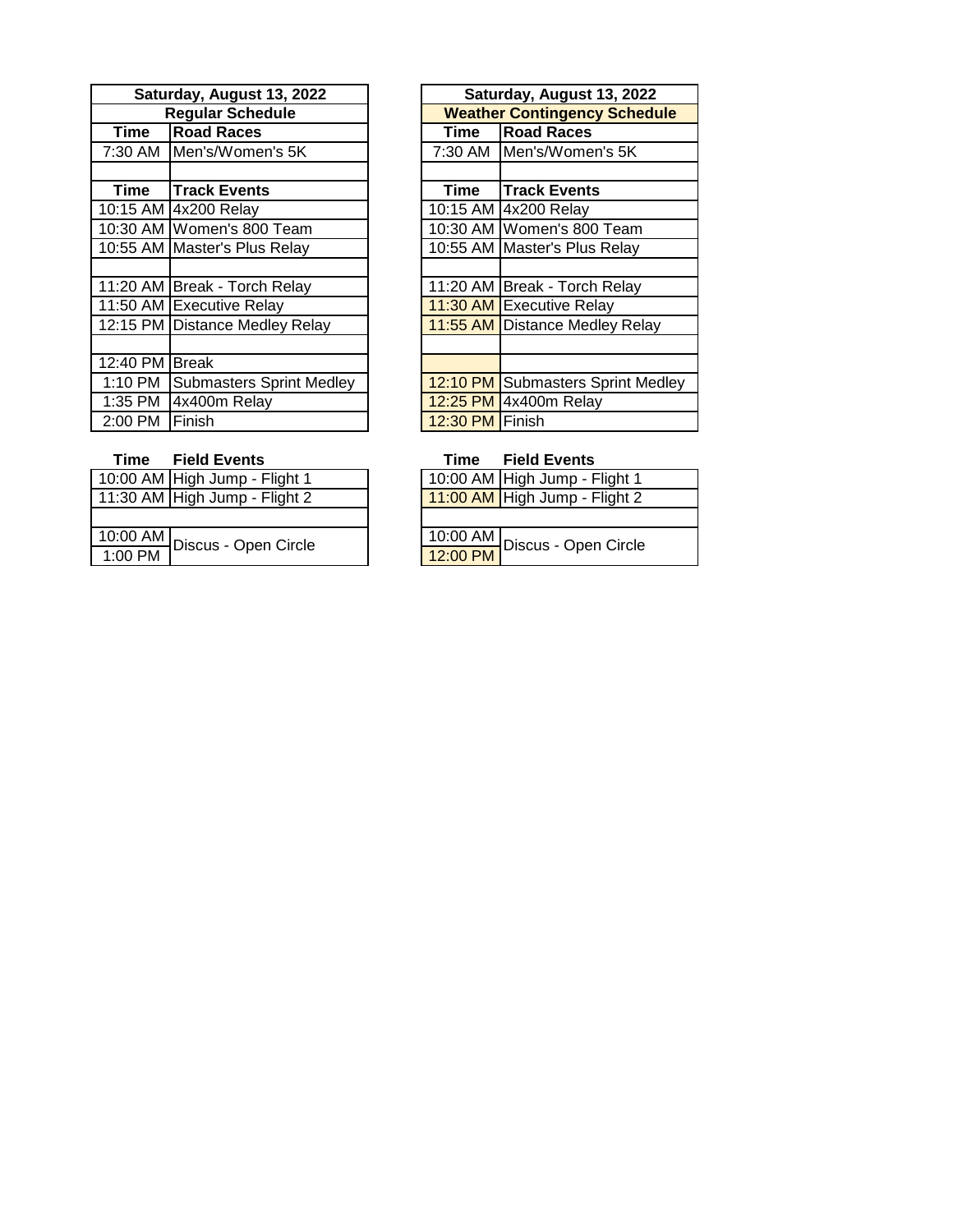| Saturday, August 13, 2022 | |
|---|---|
| **Regular Schedule** | |
| **Time** | **Road Races** |
| 7:30 AM | Men's/Women's 5K |
| | |
| **Time** | **Track Events** |
| 10:15 AM | 4x200 Relay |
| 10:30 AM | Women's 800 Team |
| 10:55 AM | Master's Plus Relay |
| | |
| 11:20 AM | Break - Torch Relay |
| 11:50 AM | Executive Relay |
| 12:15 PM | Distance Medley Relay |
| | |
| 12:40 PM | Break |
| 1:10 PM | Submasters Sprint Medley |
| 1:35 PM | 4x400m Relay |
| 2:00 PM | Finish |

| **Time** | **Field Events** |
|---|---|
| 10:00 AM | High Jump - Flight 1 |
| 11:30 AM | High Jump - Flight 2 |
| | |
| 10:00 AM | Discus - Open Circle |
| 1:00 PM | |

| Saturday, August 13, 2022 | |
|---|---|
| **Weather Contingency Schedule** | |
| **Time** | **Road Races** |
| 7:30 AM | Men's/Women's 5K |
| | |
| **Time** | **Track Events** |
| 10:15 AM | 4x200 Relay |
| 10:30 AM | Women's 800 Team |
| 10:55 AM | Master's Plus Relay |
| | |
| 11:20 AM | Break - Torch Relay |
| 11:30 AM | Executive Relay |
| 11:55 AM | Distance Medley Relay |
| | |
| | |
| 12:10 PM | Submasters Sprint Medley |
| 12:25 PM | 4x400m Relay |
| 12:30 PM | Finish |

| **Time** | **Field Events** |
|---|---|
| 10:00 AM | High Jump - Flight 1 |
| 11:00 AM | High Jump - Flight 2 |
| | |
| 10:00 AM | Discus - Open Circle |
| 12:00 PM | |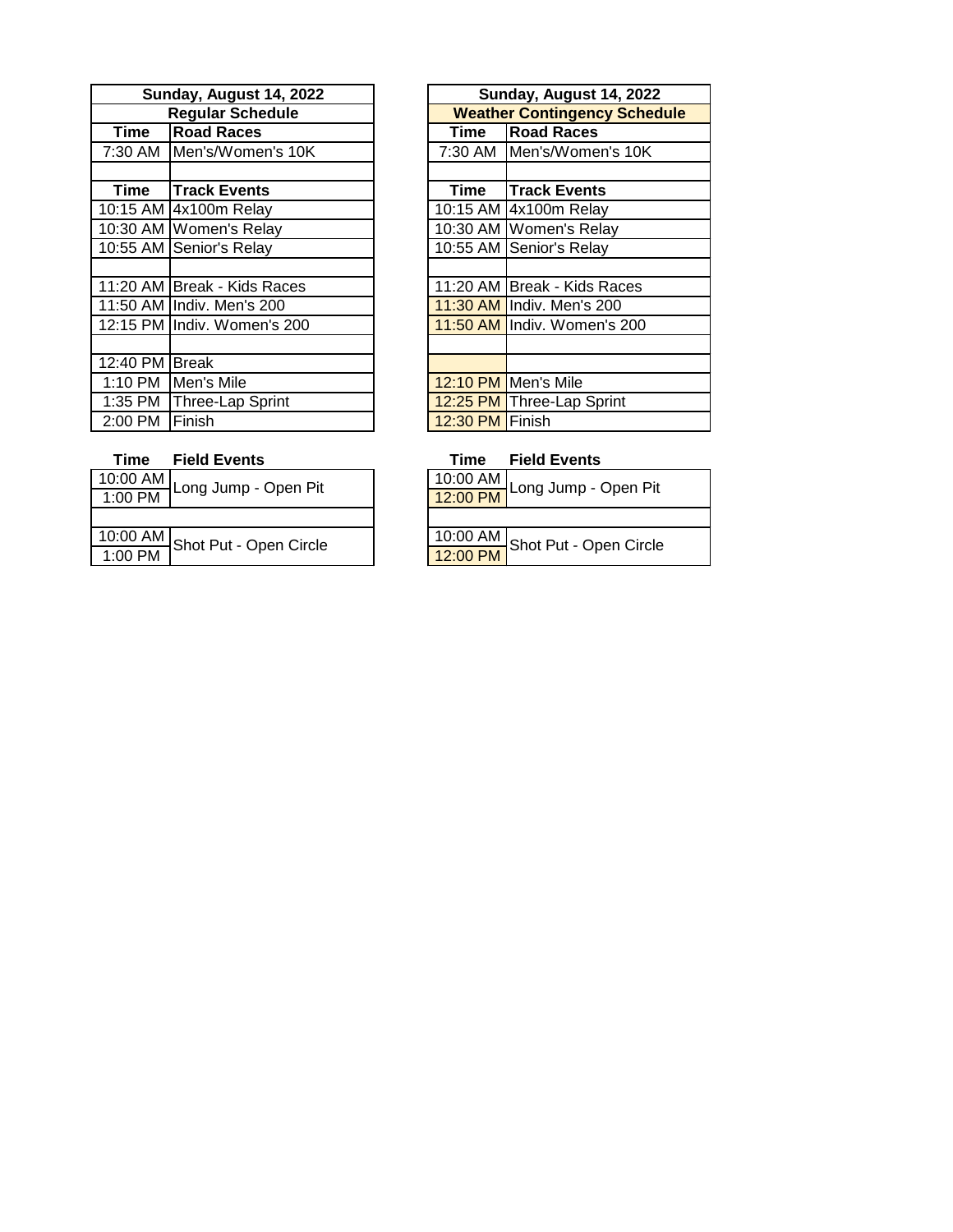| Sunday, August 14, 2022 | |
|---|---|
| **Regular Schedule** | |
| **Time** | **Road Races** |
| 7:30 AM | Men's/Women's 10K |
| | |
| **Time** | **Track Events** |
| 10:15 AM | 4x100m Relay |
| 10:30 AM | Women's Relay |
| 10:55 AM | Senior's Relay |
| | |
| 11:20 AM | Break - Kids Races |
| 11:50 AM | Indiv. Men's 200 |
| 12:15 PM | Indiv. Women's 200 |
| | |
| 12:40 PM | Break |
| 1:10 PM | Men's Mile |
| 1:35 PM | Three-Lap Sprint |
| 2:00 PM | Finish |

| **Time** | **Field Events** |
|---|---|
| 10:00 AM – 1:00 PM | Long Jump - Open Pit |
| | |
| 10:00 AM – 1:00 PM | Shot Put - Open Circle |

| Sunday, August 14, 2022 | |
|---|---|
| **Weather Contingency Schedule** | |
| **Time** | **Road Races** |
| 7:30 AM | Men's/Women's 10K |
| | |
| **Time** | **Track Events** |
| 10:15 AM | 4x100m Relay |
| 10:30 AM | Women's Relay |
| 10:55 AM | Senior's Relay |
| | |
| 11:20 AM | Break - Kids Races |
| 11:30 AM | Indiv. Men's 200 |
| 11:50 AM | Indiv. Women's 200 |
| | |
| | |
| 12:10 PM | Men's Mile |
| 12:25 PM | Three-Lap Sprint |
| 12:30 PM | Finish |

| **Time** | **Field Events** |
|---|---|
| 10:00 AM – 12:00 PM | Long Jump - Open Pit |
| | |
| 10:00 AM – 12:00 PM | Shot Put - Open Circle |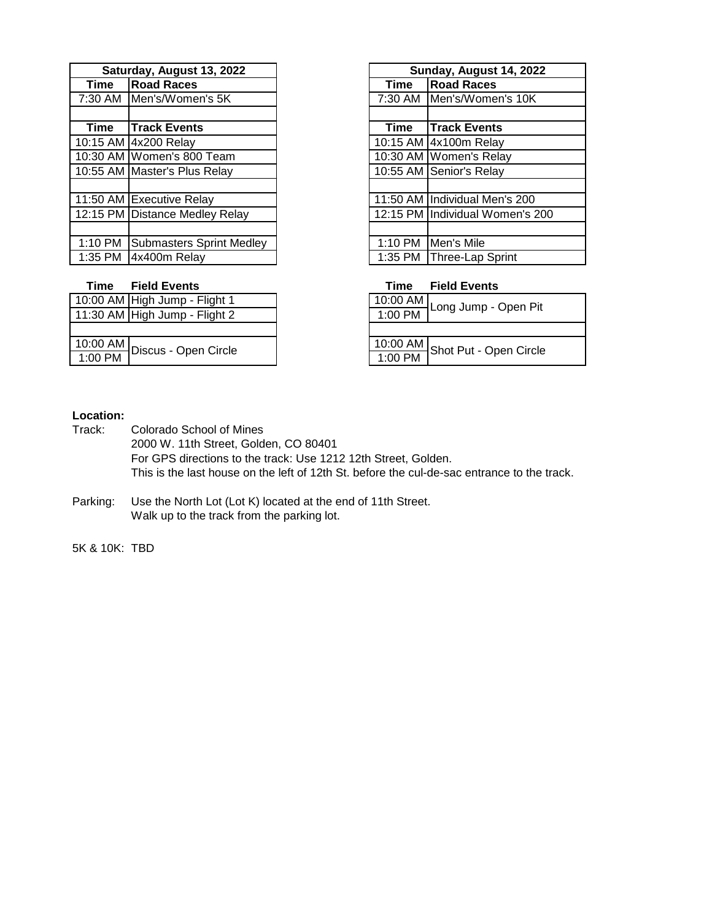| Saturday, August 13, 2022 | |
|---|---|
| **Time** | **Road Races** |
| 7:30 AM | Men's/Women's 5K |
| | |
| **Time** | **Track Events** |
| 10:15 AM | 4x200 Relay |
| 10:30 AM | Women's 800 Team |
| 10:55 AM | Master's Plus Relay |
| | |
| 11:50 AM | Executive Relay |
| 12:15 PM | Distance Medley Relay |
| | |
| 1:10 PM | Submasters Sprint Medley |
| 1:35 PM | 4x400m Relay |

| Time | Field Events |
|---|---|
| 10:00 AM | High Jump - Flight 1 |
| 11:30 AM | High Jump - Flight 2 |
| | |
| 10:00 AM<br>1:00 PM | Discus - Open Circle |

| Sunday, August 14, 2022 | |
|---|---|
| **Time** | **Road Races** |
| 7:30 AM | Men's/Women's 10K |
| | |
| **Time** | **Track Events** |
| 10:15 AM | 4x100m Relay |
| 10:30 AM | Women's Relay |
| 10:55 AM | Senior's Relay |
| | |
| 11:50 AM | Individual Men's 200 |
| 12:15 PM | Individual Women's 200 |
| | |
| 1:10 PM | Men's Mile |
| 1:35 PM | Three-Lap Sprint |

| Time | Field Events |
|---|---|
| 10:00 AM<br>1:00 PM | Long Jump - Open Pit |
| | |
| 10:00 AM<br>1:00 PM | Shot Put - Open Circle |

**Location:**

Track: Colorado School of Mines
2000 W. 11th Street, Golden, CO 80401
For GPS directions to the track: Use 1212 12th Street, Golden.
This is the last house on the left of 12th St. before the cul-de-sac entrance to the track.

Parking: Use the North Lot (Lot K) located at the end of 11th Street.
Walk up to the track from the parking lot.

5K & 10K: TBD